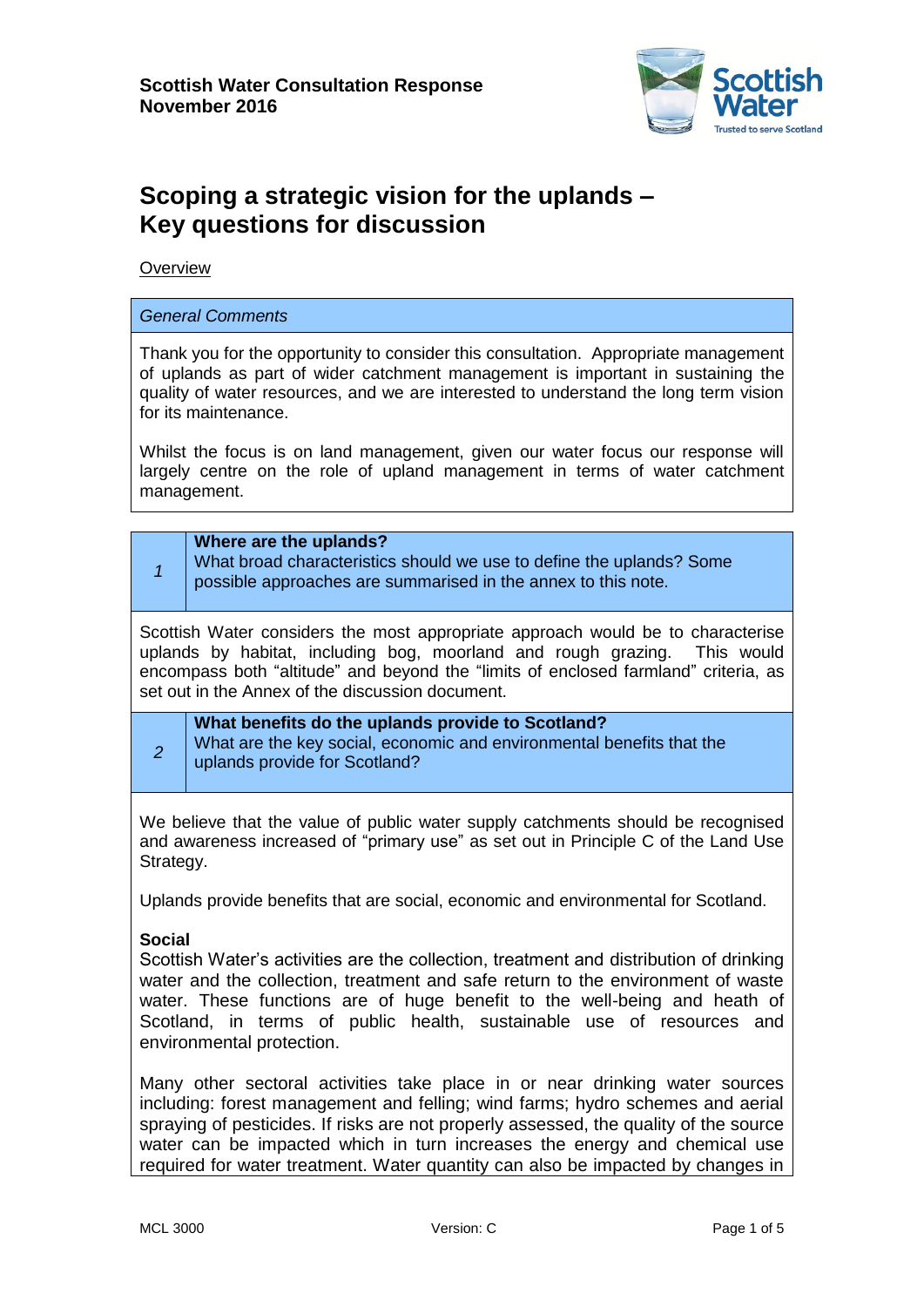**Scottish Water Consultation Response**
**November 2016**

# Scoping a strategic vision for the uplands – Key questions for discussion

<u>Overview</u>

*General Comments*

Thank you for the opportunity to consider this consultation. Appropriate management of uplands as part of wider catchment management is important in sustaining the quality of water resources, and we are interested to understand the long term vision for its maintenance.

Whilst the focus is on land management, given our water focus our response will largely centre on the role of upland management in terms of water catchment management.

| *1* | **Where are the uplands?** What broad characteristics should we use to define the uplands? Some possible approaches are summarised in the annex to this note. |
|---|---|

Scottish Water considers the most appropriate approach would be to characterise uplands by habitat, including bog, moorland and rough grazing. This would encompass both "altitude" and beyond the "limits of enclosed farmland" criteria, as set out in the Annex of the discussion document.

| *2* | **What benefits do the uplands provide to Scotland?** What are the key social, economic and environmental benefits that the uplands provide for Scotland? |
|---|---|

We believe that the value of public water supply catchments should be recognised and awareness increased of "primary use" as set out in Principle C of the Land Use Strategy.

Uplands provide benefits that are social, economic and environmental for Scotland.

**Social**
Scottish Water's activities are the collection, treatment and distribution of drinking water and the collection, treatment and safe return to the environment of waste water. These functions are of huge benefit to the well-being and heath of Scotland, in terms of public health, sustainable use of resources and environmental protection.

Many other sectoral activities take place in or near drinking water sources including: forest management and felling; wind farms; hydro schemes and aerial spraying of pesticides. If risks are not properly assessed, the quality of the source water can be impacted which in turn increases the energy and chemical use required for water treatment. Water quantity can also be impacted by changes in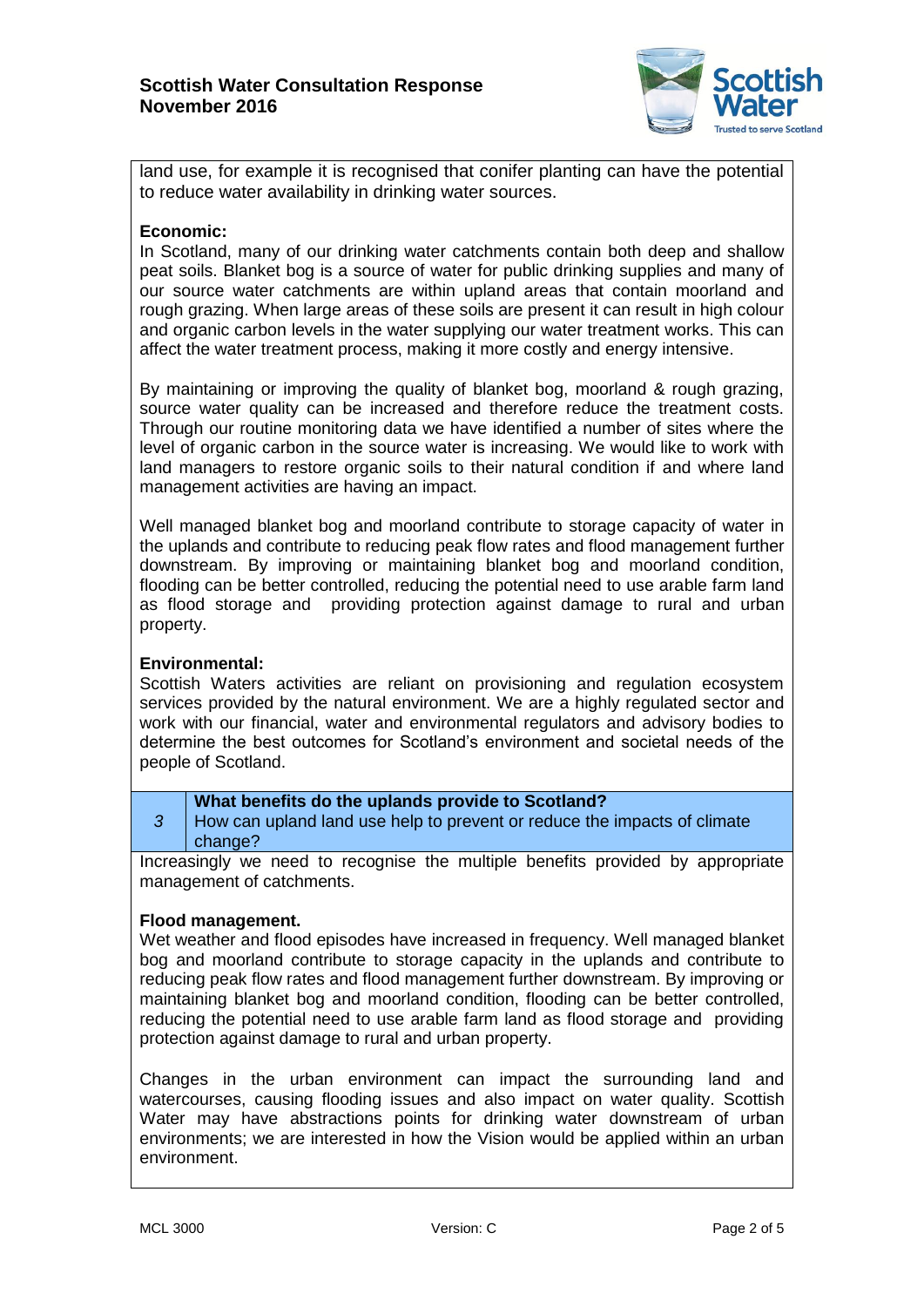land use, for example it is recognised that conifer planting can have the potential to reduce water availability in drinking water sources.

**Economic:**
In Scotland, many of our drinking water catchments contain both deep and shallow peat soils. Blanket bog is a source of water for public drinking supplies and many of our source water catchments are within upland areas that contain moorland and rough grazing. When large areas of these soils are present it can result in high colour and organic carbon levels in the water supplying our water treatment works. This can affect the water treatment process, making it more costly and energy intensive.

By maintaining or improving the quality of blanket bog, moorland & rough grazing, source water quality can be increased and therefore reduce the treatment costs. Through our routine monitoring data we have identified a number of sites where the level of organic carbon in the source water is increasing. We would like to work with land managers to restore organic soils to their natural condition if and where land management activities are having an impact.

Well managed blanket bog and moorland contribute to storage capacity of water in the uplands and contribute to reducing peak flow rates and flood management further downstream. By improving or maintaining blanket bog and moorland condition, flooding can be better controlled, reducing the potential need to use arable farm land as flood storage and providing protection against damage to rural and urban property.

**Environmental:**
Scottish Waters activities are reliant on provisioning and regulation ecosystem services provided by the natural environment. We are a highly regulated sector and work with our financial, water and environmental regulators and advisory bodies to determine the best outcomes for Scotland's environment and societal needs of the people of Scotland.

| 3 | **What benefits do the uplands provide to Scotland?** How can upland land use help to prevent or reduce the impacts of climate change? |
|---|---|

Increasingly we need to recognise the multiple benefits provided by appropriate management of catchments.

**Flood management.**
Wet weather and flood episodes have increased in frequency. Well managed blanket bog and moorland contribute to storage capacity in the uplands and contribute to reducing peak flow rates and flood management further downstream. By improving or maintaining blanket bog and moorland condition, flooding can be better controlled, reducing the potential need to use arable farm land as flood storage and providing protection against damage to rural and urban property.

Changes in the urban environment can impact the surrounding land and watercourses, causing flooding issues and also impact on water quality. Scottish Water may have abstractions points for drinking water downstream of urban environments; we are interested in how the Vision would be applied within an urban environment.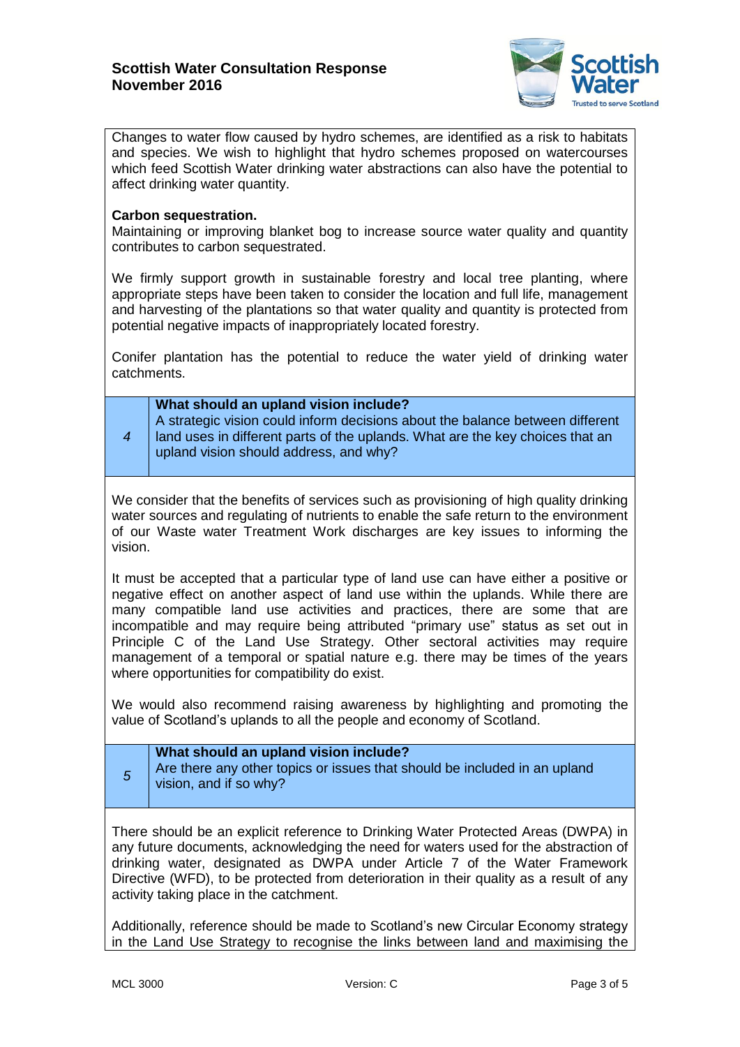Changes to water flow caused by hydro schemes, are identified as a risk to habitats and species. We wish to highlight that hydro schemes proposed on watercourses which feed Scottish Water drinking water abstractions can also have the potential to affect drinking water quantity.

**Carbon sequestration.**
Maintaining or improving blanket bog to increase source water quality and quantity contributes to carbon sequestrated.

We firmly support growth in sustainable forestry and local tree planting, where appropriate steps have been taken to consider the location and full life, management and harvesting of the plantations so that water quality and quantity is protected from potential negative impacts of inappropriately located forestry.

Conifer plantation has the potential to reduce the water yield of drinking water catchments.

| | |
|---|---|
| *4* | **What should an upland vision include?** A strategic vision could inform decisions about the balance between different land uses in different parts of the uplands. What are the key choices that an upland vision should address, and why? |

We consider that the benefits of services such as provisioning of high quality drinking water sources and regulating of nutrients to enable the safe return to the environment of our Waste water Treatment Work discharges are key issues to informing the vision.

It must be accepted that a particular type of land use can have either a positive or negative effect on another aspect of land use within the uplands. While there are many compatible land use activities and practices, there are some that are incompatible and may require being attributed "primary use" status as set out in Principle C of the Land Use Strategy. Other sectoral activities may require management of a temporal or spatial nature e.g. there may be times of the years where opportunities for compatibility do exist.

We would also recommend raising awareness by highlighting and promoting the value of Scotland's uplands to all the people and economy of Scotland.

| | |
|---|---|
| *5* | **What should an upland vision include?** Are there any other topics or issues that should be included in an upland vision, and if so why? |

There should be an explicit reference to Drinking Water Protected Areas (DWPA) in any future documents, acknowledging the need for waters used for the abstraction of drinking water, designated as DWPA under Article 7 of the Water Framework Directive (WFD), to be protected from deterioration in their quality as a result of any activity taking place in the catchment.

Additionally, reference should be made to Scotland's new Circular Economy strategy in the Land Use Strategy to recognise the links between land and maximising the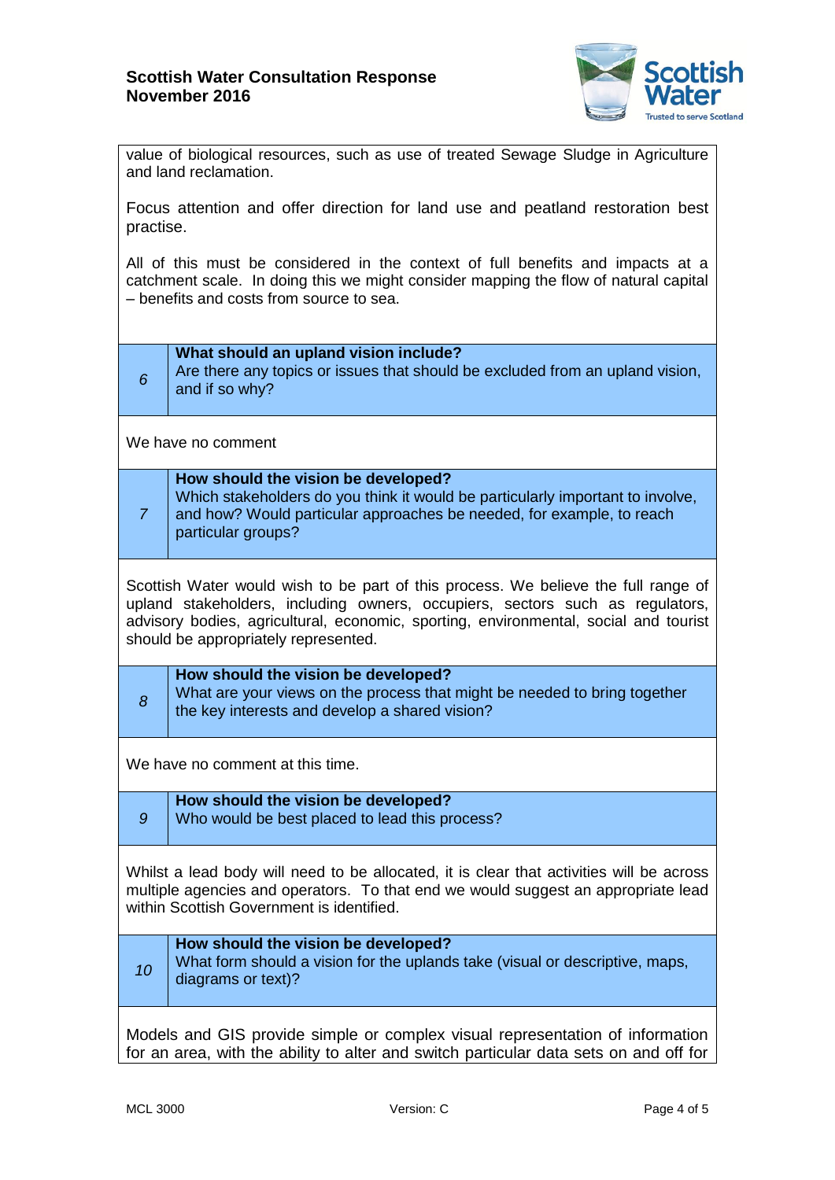value of biological resources, such as use of treated Sewage Sludge in Agriculture and land reclamation.

Focus attention and offer direction for land use and peatland restoration best practise.

All of this must be considered in the context of full benefits and impacts at a catchment scale. In doing this we might consider mapping the flow of natural capital – benefits and costs from source to sea.

| | |
|---|---|
| *6* | **What should an upland vision include?** Are there any topics or issues that should be excluded from an upland vision, and if so why? |

We have no comment

| | |
|---|---|
| *7* | **How should the vision be developed?** Which stakeholders do you think it would be particularly important to involve, and how? Would particular approaches be needed, for example, to reach particular groups? |

Scottish Water would wish to be part of this process. We believe the full range of upland stakeholders, including owners, occupiers, sectors such as regulators, advisory bodies, agricultural, economic, sporting, environmental, social and tourist should be appropriately represented.

| | |
|---|---|
| *8* | **How should the vision be developed?** What are your views on the process that might be needed to bring together the key interests and develop a shared vision? |

We have no comment at this time.

| | |
|---|---|
| *9* | **How should the vision be developed?** Who would be best placed to lead this process? |

Whilst a lead body will need to be allocated, it is clear that activities will be across multiple agencies and operators. To that end we would suggest an appropriate lead within Scottish Government is identified.

| | |
|---|---|
| *10* | **How should the vision be developed?** What form should a vision for the uplands take (visual or descriptive, maps, diagrams or text)? |

Models and GIS provide simple or complex visual representation of information for an area, with the ability to alter and switch particular data sets on and off for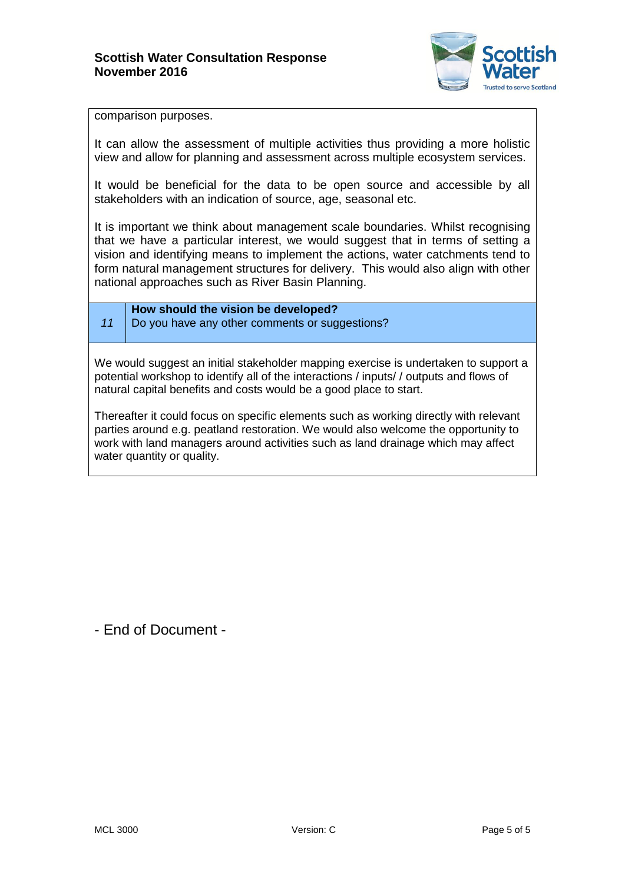comparison purposes.

It can allow the assessment of multiple activities thus providing a more holistic view and allow for planning and assessment across multiple ecosystem services.

It would be beneficial for the data to be open source and accessible by all stakeholders with an indication of source, age, seasonal etc.

It is important we think about management scale boundaries. Whilst recognising that we have a particular interest, we would suggest that in terms of setting a vision and identifying means to implement the actions, water catchments tend to form natural management structures for delivery. This would also align with other national approaches such as River Basin Planning.

| | |
|---|---|
| *11* | **How should the vision be developed?**<br>Do you have any other comments or suggestions? |

We would suggest an initial stakeholder mapping exercise is undertaken to support a potential workshop to identify all of the interactions / inputs/ / outputs and flows of natural capital benefits and costs would be a good place to start.

Thereafter it could focus on specific elements such as working directly with relevant parties around e.g. peatland restoration. We would also welcome the opportunity to work with land managers around activities such as land drainage which may affect water quantity or quality.

- End of Document -